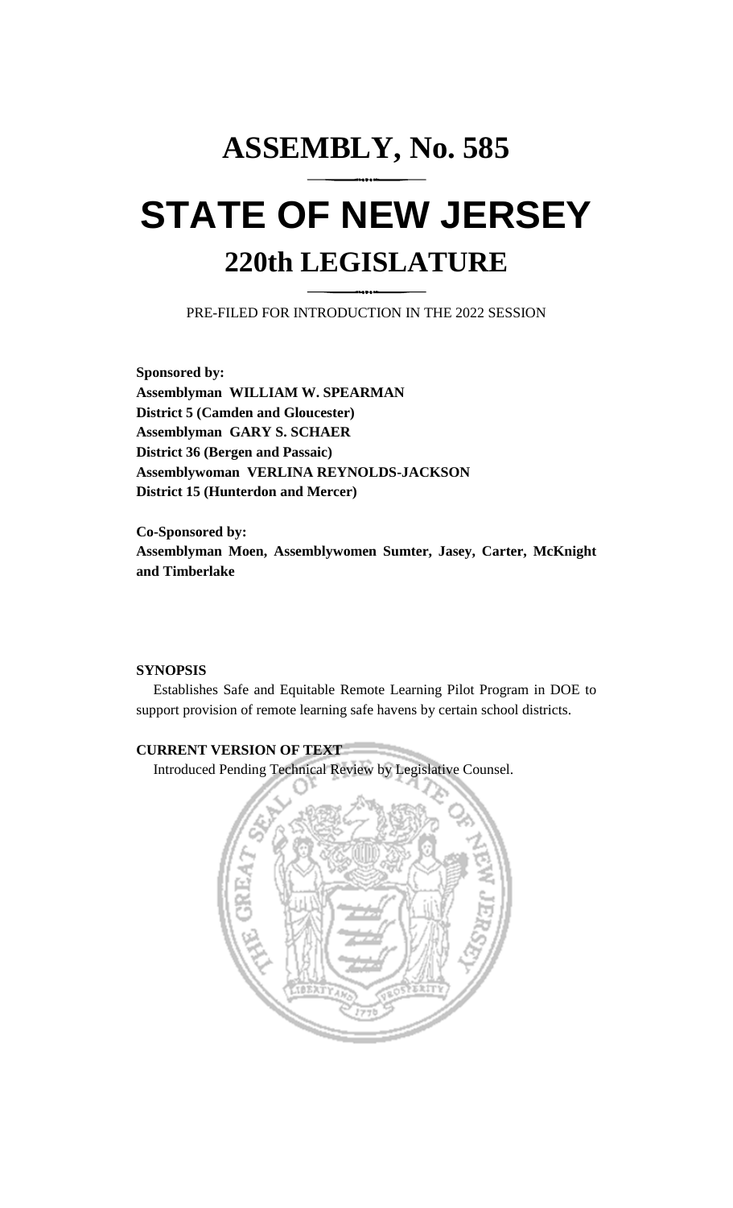# ASSEMBLY, No. 585

# STATE OF NEW JERSEY

## 220th LEGISLATURE

PRE-FILED FOR INTRODUCTION IN THE 2022 SESSION

**Sponsored by:**
**Assemblyman WILLIAM W. SPEARMAN**
**District 5 (Camden and Gloucester)**
**Assemblyman GARY S. SCHAER**
**District 36 (Bergen and Passaic)**
**Assemblywoman VERLINA REYNOLDS-JACKSON**
**District 15 (Hunterdon and Mercer)**

**Co-Sponsored by:**
**Assemblyman Moen, Assemblywomen Sumter, Jasey, Carter, McKnight and Timberlake**

**SYNOPSIS**

Establishes Safe and Equitable Remote Learning Pilot Program in DOE to support provision of remote learning safe havens by certain school districts.

**CURRENT VERSION OF TEXT**

Introduced Pending Technical Review by Legislative Counsel.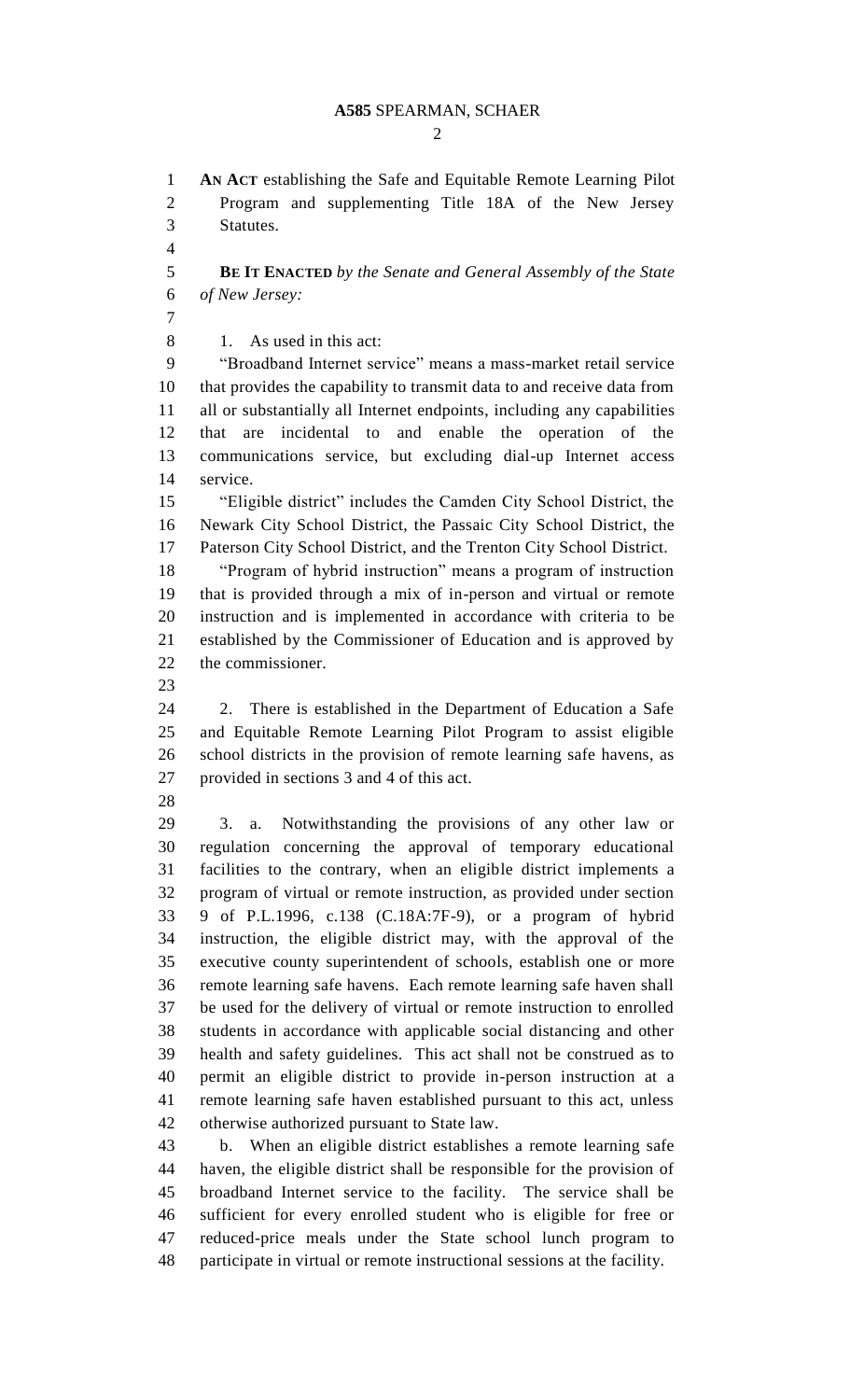**AN ACT** establishing the Safe and Equitable Remote Learning Pilot Program and supplementing Title 18A of the New Jersey Statutes.

**BE IT ENACTED** *by the Senate and General Assembly of the State of New Jersey:*

1. As used in this act:

"Broadband Internet service" means a mass-market retail service that provides the capability to transmit data to and receive data from all or substantially all Internet endpoints, including any capabilities that are incidental to and enable the operation of the communications service, but excluding dial-up Internet access service.

"Eligible district" includes the Camden City School District, the Newark City School District, the Passaic City School District, the Paterson City School District, and the Trenton City School District.

"Program of hybrid instruction" means a program of instruction that is provided through a mix of in-person and virtual or remote instruction and is implemented in accordance with criteria to be established by the Commissioner of Education and is approved by the commissioner.

2. There is established in the Department of Education a Safe and Equitable Remote Learning Pilot Program to assist eligible school districts in the provision of remote learning safe havens, as provided in sections 3 and 4 of this act.

3. a. Notwithstanding the provisions of any other law or regulation concerning the approval of temporary educational facilities to the contrary, when an eligible district implements a program of virtual or remote instruction, as provided under section 9 of P.L.1996, c.138 (C.18A:7F-9), or a program of hybrid instruction, the eligible district may, with the approval of the executive county superintendent of schools, establish one or more remote learning safe havens. Each remote learning safe haven shall be used for the delivery of virtual or remote instruction to enrolled students in accordance with applicable social distancing and other health and safety guidelines. This act shall not be construed as to permit an eligible district to provide in-person instruction at a remote learning safe haven established pursuant to this act, unless otherwise authorized pursuant to State law.

b. When an eligible district establishes a remote learning safe haven, the eligible district shall be responsible for the provision of broadband Internet service to the facility. The service shall be sufficient for every enrolled student who is eligible for free or reduced-price meals under the State school lunch program to participate in virtual or remote instructional sessions at the facility.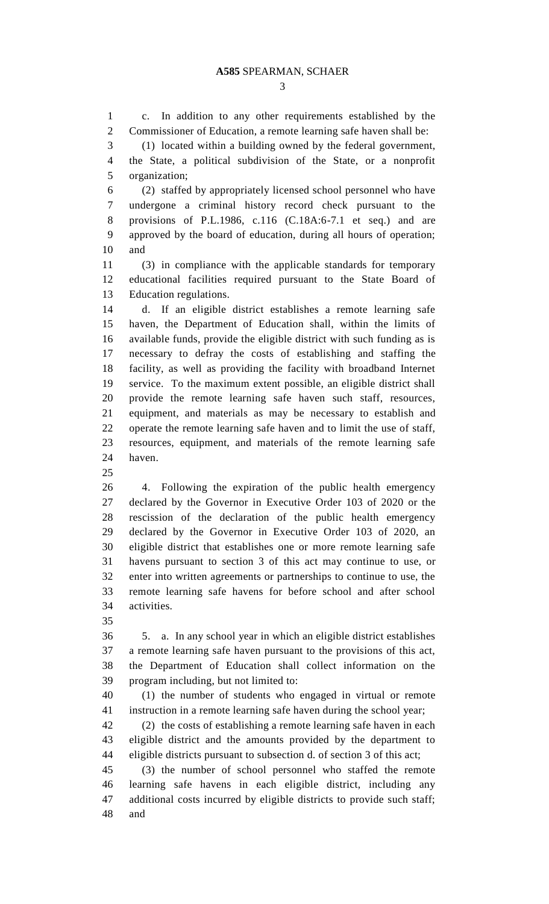c. In addition to any other requirements established by the Commissioner of Education, a remote learning safe haven shall be:

(1) located within a building owned by the federal government, the State, a political subdivision of the State, or a nonprofit organization;

(2) staffed by appropriately licensed school personnel who have undergone a criminal history record check pursuant to the provisions of P.L.1986, c.116 (C.18A:6-7.1 et seq.) and are approved by the board of education, during all hours of operation; and

(3) in compliance with the applicable standards for temporary educational facilities required pursuant to the State Board of Education regulations.

d. If an eligible district establishes a remote learning safe haven, the Department of Education shall, within the limits of available funds, provide the eligible district with such funding as is necessary to defray the costs of establishing and staffing the facility, as well as providing the facility with broadband Internet service. To the maximum extent possible, an eligible district shall provide the remote learning safe haven such staff, resources, equipment, and materials as may be necessary to establish and operate the remote learning safe haven and to limit the use of staff, resources, equipment, and materials of the remote learning safe haven.

4. Following the expiration of the public health emergency declared by the Governor in Executive Order 103 of 2020 or the rescission of the declaration of the public health emergency declared by the Governor in Executive Order 103 of 2020, an eligible district that establishes one or more remote learning safe havens pursuant to section 3 of this act may continue to use, or enter into written agreements or partnerships to continue to use, the remote learning safe havens for before school and after school activities.

5. a. In any school year in which an eligible district establishes a remote learning safe haven pursuant to the provisions of this act, the Department of Education shall collect information on the program including, but not limited to:

(1) the number of students who engaged in virtual or remote instruction in a remote learning safe haven during the school year;

(2) the costs of establishing a remote learning safe haven in each eligible district and the amounts provided by the department to eligible districts pursuant to subsection d. of section 3 of this act;

(3) the number of school personnel who staffed the remote learning safe havens in each eligible district, including any additional costs incurred by eligible districts to provide such staff; and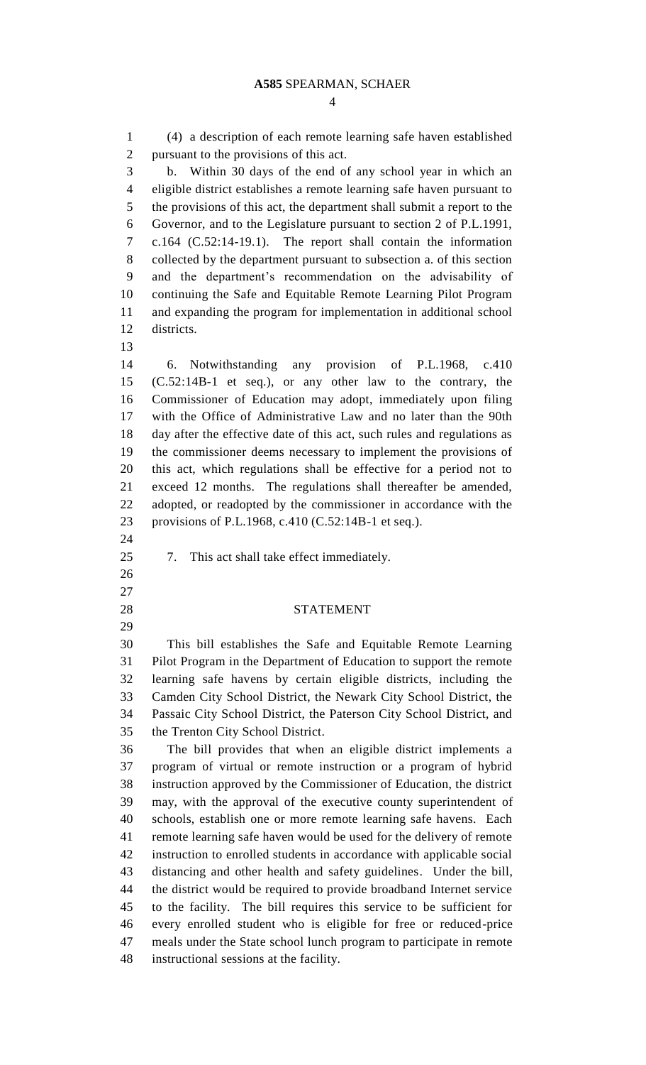(4) a description of each remote learning safe haven established pursuant to the provisions of this act.

b. Within 30 days of the end of any school year in which an eligible district establishes a remote learning safe haven pursuant to the provisions of this act, the department shall submit a report to the Governor, and to the Legislature pursuant to section 2 of P.L.1991, c.164 (C.52:14-19.1). The report shall contain the information collected by the department pursuant to subsection a. of this section and the department's recommendation on the advisability of continuing the Safe and Equitable Remote Learning Pilot Program and expanding the program for implementation in additional school districts.

6. Notwithstanding any provision of P.L.1968, c.410 (C.52:14B-1 et seq.), or any other law to the contrary, the Commissioner of Education may adopt, immediately upon filing with the Office of Administrative Law and no later than the 90th day after the effective date of this act, such rules and regulations as the commissioner deems necessary to implement the provisions of this act, which regulations shall be effective for a period not to exceed 12 months. The regulations shall thereafter be amended, adopted, or readopted by the commissioner in accordance with the provisions of P.L.1968, c.410 (C.52:14B-1 et seq.).

7. This act shall take effect immediately.

## STATEMENT

This bill establishes the Safe and Equitable Remote Learning Pilot Program in the Department of Education to support the remote learning safe havens by certain eligible districts, including the Camden City School District, the Newark City School District, the Passaic City School District, the Paterson City School District, and the Trenton City School District.

The bill provides that when an eligible district implements a program of virtual or remote instruction or a program of hybrid instruction approved by the Commissioner of Education, the district may, with the approval of the executive county superintendent of schools, establish one or more remote learning safe havens. Each remote learning safe haven would be used for the delivery of remote instruction to enrolled students in accordance with applicable social distancing and other health and safety guidelines. Under the bill, the district would be required to provide broadband Internet service to the facility. The bill requires this service to be sufficient for every enrolled student who is eligible for free or reduced-price meals under the State school lunch program to participate in remote instructional sessions at the facility.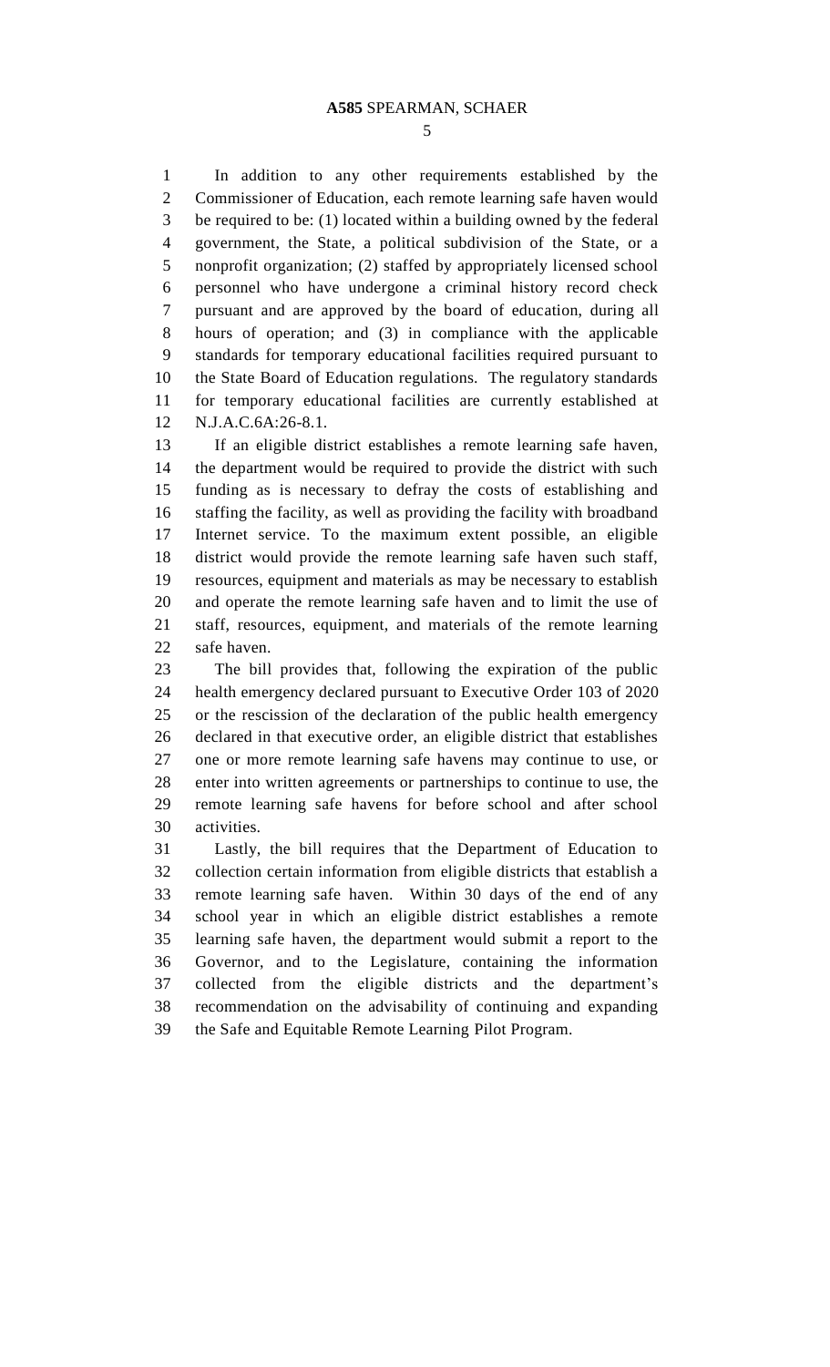In addition to any other requirements established by the Commissioner of Education, each remote learning safe haven would be required to be: (1) located within a building owned by the federal government, the State, a political subdivision of the State, or a nonprofit organization; (2) staffed by appropriately licensed school personnel who have undergone a criminal history record check pursuant and are approved by the board of education, during all hours of operation; and (3) in compliance with the applicable standards for temporary educational facilities required pursuant to the State Board of Education regulations. The regulatory standards for temporary educational facilities are currently established at N.J.A.C.6A:26-8.1.

If an eligible district establishes a remote learning safe haven, the department would be required to provide the district with such funding as is necessary to defray the costs of establishing and staffing the facility, as well as providing the facility with broadband Internet service. To the maximum extent possible, an eligible district would provide the remote learning safe haven such staff, resources, equipment and materials as may be necessary to establish and operate the remote learning safe haven and to limit the use of staff, resources, equipment, and materials of the remote learning safe haven.

The bill provides that, following the expiration of the public health emergency declared pursuant to Executive Order 103 of 2020 or the rescission of the declaration of the public health emergency declared in that executive order, an eligible district that establishes one or more remote learning safe havens may continue to use, or enter into written agreements or partnerships to continue to use, the remote learning safe havens for before school and after school activities.

Lastly, the bill requires that the Department of Education to collection certain information from eligible districts that establish a remote learning safe haven. Within 30 days of the end of any school year in which an eligible district establishes a remote learning safe haven, the department would submit a report to the Governor, and to the Legislature, containing the information collected from the eligible districts and the department's recommendation on the advisability of continuing and expanding the Safe and Equitable Remote Learning Pilot Program.